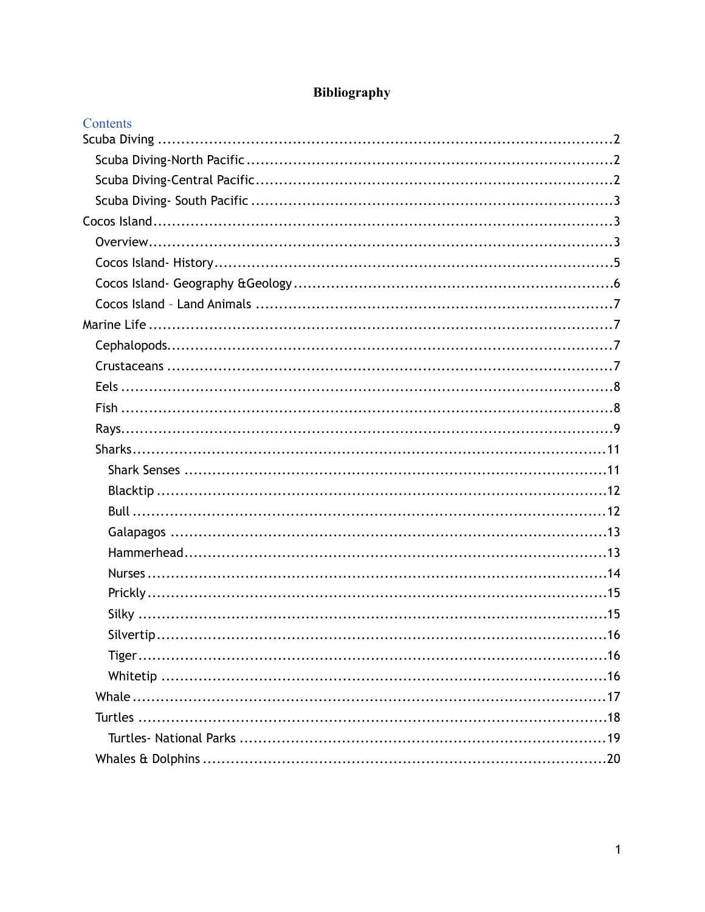# Bibliography

## Contents

- Scuba Diving ..... 2
  - Scuba Diving-North Pacific ..... 2
  - Scuba Diving-Central Pacific ..... 2
  - Scuba Diving- South Pacific ..... 3
- Cocos Island ..... 3
  - Overview ..... 3
  - Cocos Island- History ..... 5
  - Cocos Island- Geography &Geology ..... 6
  - Cocos Island – Land Animals ..... 7
- Marine Life ..... 7
  - Cephalopods ..... 7
  - Crustaceans ..... 7
  - Eels ..... 8
  - Fish ..... 8
  - Rays ..... 9
  - Sharks ..... 11
    - Shark Senses ..... 11
    - Blacktip ..... 12
    - Bull ..... 12
    - Galapagos ..... 13
    - Hammerhead ..... 13
    - Nurses ..... 14
    - Prickly ..... 15
    - Silky ..... 15
    - Silvertip ..... 16
    - Tiger ..... 16
    - Whitetip ..... 16
  - Whale ..... 17
  - Turtles ..... 18
    - Turtles- National Parks ..... 19
  - Whales & Dolphins ..... 20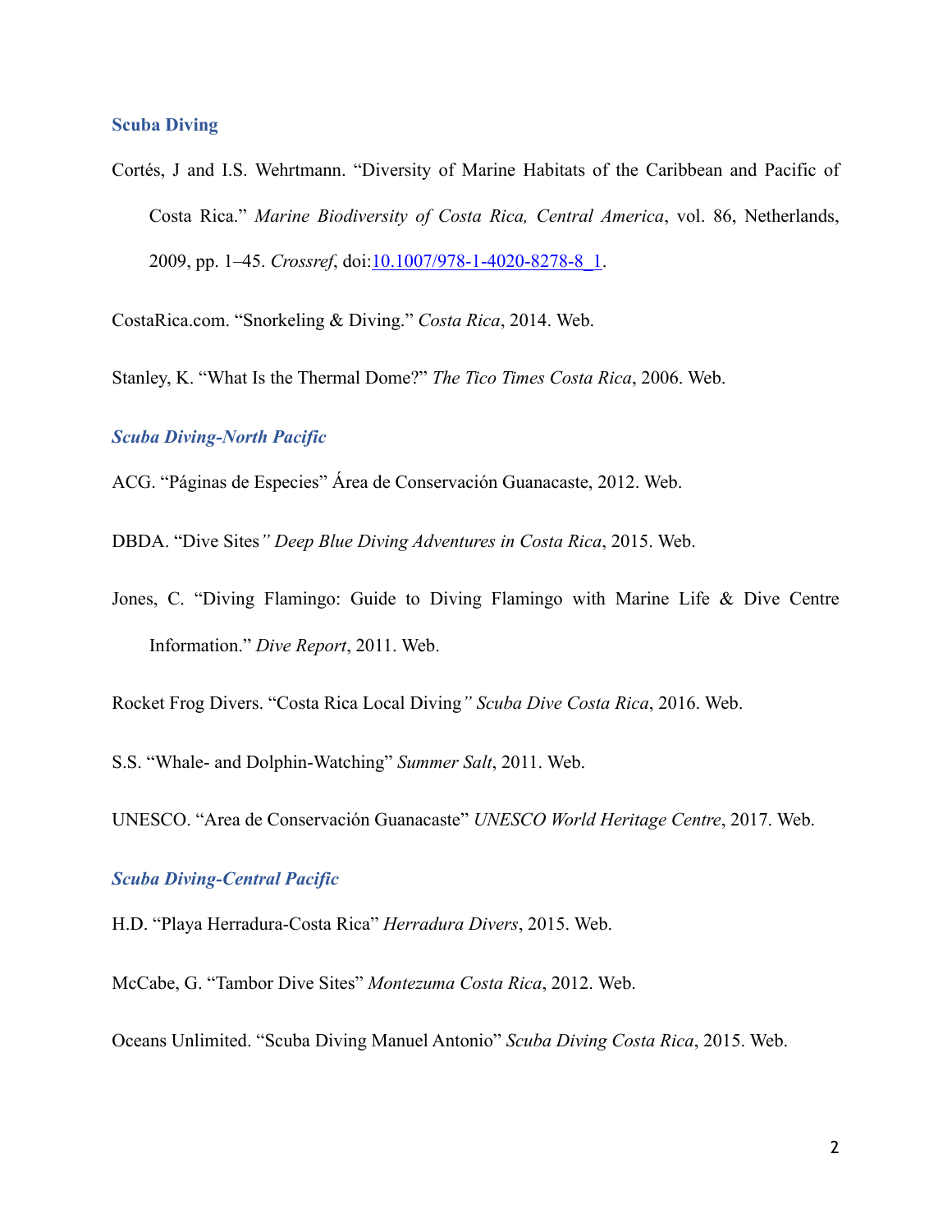## Scuba Diving

Cortés, J and I.S. Wehrtmann. "Diversity of Marine Habitats of the Caribbean and Pacific of Costa Rica." *Marine Biodiversity of Costa Rica, Central America*, vol. 86, Netherlands, 2009, pp. 1–45. *Crossref*, doi:10.1007/978-1-4020-8278-8_1.

CostaRica.com. "Snorkeling & Diving." *Costa Rica*, 2014. Web.

Stanley, K. "What Is the Thermal Dome?" *The Tico Times Costa Rica*, 2006. Web.

### *Scuba Diving-North Pacific*

ACG. "Páginas de Especies" Área de Conservación Guanacaste, 2012. Web.

DBDA. "Dive Sites*" Deep Blue Diving Adventures in Costa Rica*, 2015. Web.

Jones, C. "Diving Flamingo: Guide to Diving Flamingo with Marine Life & Dive Centre Information." *Dive Report*, 2011. Web.

Rocket Frog Divers. "Costa Rica Local Diving*" Scuba Dive Costa Rica*, 2016. Web.

S.S. "Whale- and Dolphin-Watching" *Summer Salt*, 2011. Web.

UNESCO. "Area de Conservación Guanacaste" *UNESCO World Heritage Centre*, 2017. Web.

### *Scuba Diving-Central Pacific*

H.D. "Playa Herradura-Costa Rica" *Herradura Divers*, 2015. Web.

McCabe, G. "Tambor Dive Sites" *Montezuma Costa Rica*, 2012. Web.

Oceans Unlimited. "Scuba Diving Manuel Antonio" *Scuba Diving Costa Rica*, 2015. Web.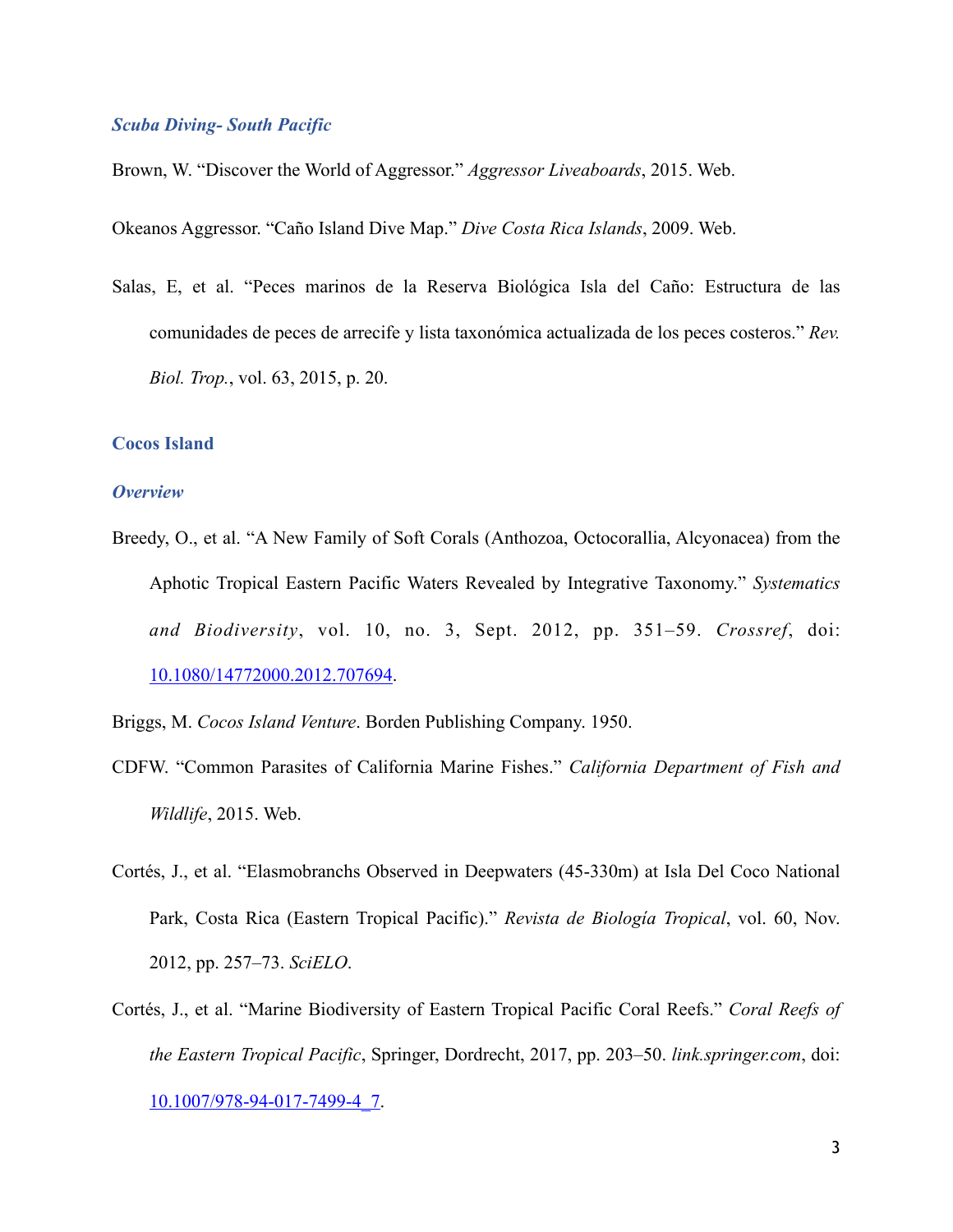### *Scuba Diving- South Pacific*

Brown, W. "Discover the World of Aggressor." *Aggressor Liveaboards*, 2015. Web.

Okeanos Aggressor. "Caño Island Dive Map." *Dive Costa Rica Islands*, 2009. Web.

Salas, E, et al. "Peces marinos de la Reserva Biológica Isla del Caño: Estructura de las comunidades de peces de arrecife y lista taxonómica actualizada de los peces costeros." *Rev. Biol. Trop.*, vol. 63, 2015, p. 20.

## Cocos Island

### *Overview*

Breedy, O., et al. "A New Family of Soft Corals (Anthozoa, Octocorallia, Alcyonacea) from the Aphotic Tropical Eastern Pacific Waters Revealed by Integrative Taxonomy." *Systematics and Biodiversity*, vol. 10, no. 3, Sept. 2012, pp. 351–59. *Crossref*, doi: 10.1080/14772000.2012.707694.

Briggs, M. *Cocos Island Venture*. Borden Publishing Company. 1950.

CDFW. "Common Parasites of California Marine Fishes." *California Department of Fish and Wildlife*, 2015. Web.

Cortés, J., et al. "Elasmobranchs Observed in Deepwaters (45-330m) at Isla Del Coco National Park, Costa Rica (Eastern Tropical Pacific)." *Revista de Biología Tropical*, vol. 60, Nov. 2012, pp. 257–73. *SciELO*.

Cortés, J., et al. "Marine Biodiversity of Eastern Tropical Pacific Coral Reefs." *Coral Reefs of the Eastern Tropical Pacific*, Springer, Dordrecht, 2017, pp. 203–50. *link.springer.com*, doi: 10.1007/978-94-017-7499-4_7.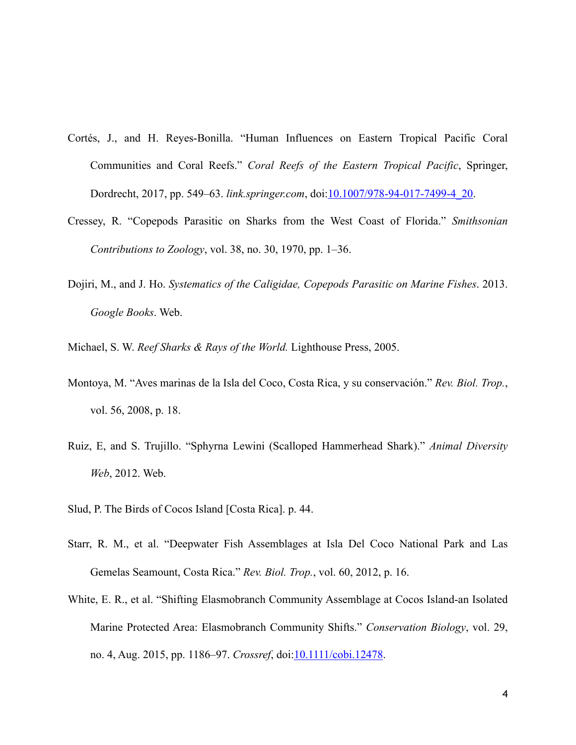Cortés, J., and H. Reyes-Bonilla. "Human Influences on Eastern Tropical Pacific Coral Communities and Coral Reefs." *Coral Reefs of the Eastern Tropical Pacific*, Springer, Dordrecht, 2017, pp. 549–63. *link.springer.com*, doi:10.1007/978-94-017-7499-4_20.

Cressey, R. "Copepods Parasitic on Sharks from the West Coast of Florida." *Smithsonian Contributions to Zoology*, vol. 38, no. 30, 1970, pp. 1–36.

Dojiri, M., and J. Ho. *Systematics of the Caligidae, Copepods Parasitic on Marine Fishes*. 2013. *Google Books*. Web.

Michael, S. W. *Reef Sharks & Rays of the World.* Lighthouse Press, 2005.

Montoya, M. "Aves marinas de la Isla del Coco, Costa Rica, y su conservación." *Rev. Biol. Trop.*, vol. 56, 2008, p. 18.

Ruiz, E, and S. Trujillo. "Sphyrna Lewini (Scalloped Hammerhead Shark)." *Animal Diversity Web*, 2012. Web.

Slud, P. The Birds of Cocos Island [Costa Rica]. p. 44.

Starr, R. M., et al. "Deepwater Fish Assemblages at Isla Del Coco National Park and Las Gemelas Seamount, Costa Rica." *Rev. Biol. Trop.*, vol. 60, 2012, p. 16.

White, E. R., et al. "Shifting Elasmobranch Community Assemblage at Cocos Island-an Isolated Marine Protected Area: Elasmobranch Community Shifts." *Conservation Biology*, vol. 29, no. 4, Aug. 2015, pp. 1186–97. *Crossref*, doi:10.1111/cobi.12478.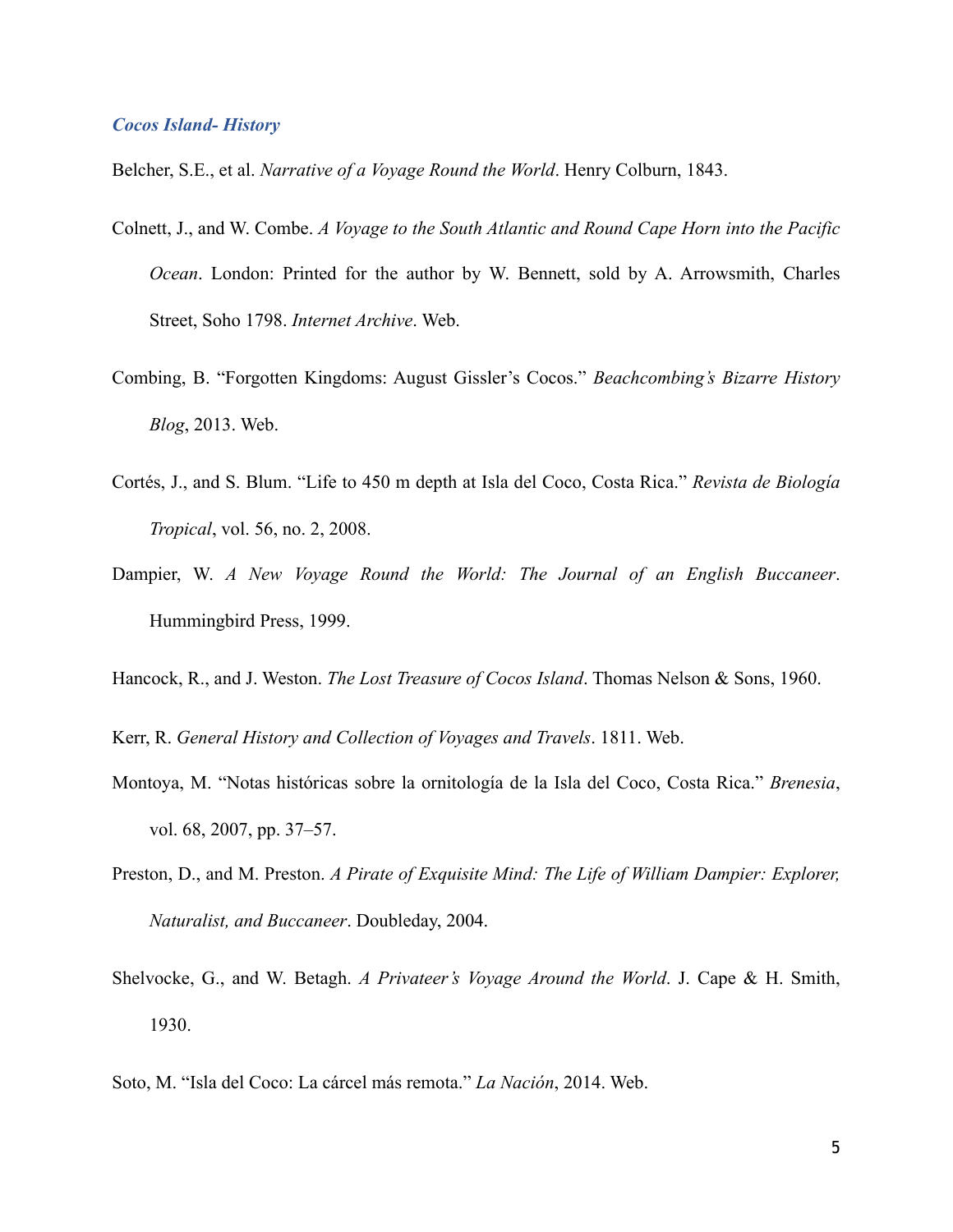### *Cocos Island- History*

Belcher, S.E., et al. *Narrative of a Voyage Round the World*. Henry Colburn, 1843.

Colnett, J., and W. Combe. *A Voyage to the South Atlantic and Round Cape Horn into the Pacific Ocean*. London: Printed for the author by W. Bennett, sold by A. Arrowsmith, Charles Street, Soho 1798. *Internet Archive*. Web.

Combing, B. "Forgotten Kingdoms: August Gissler's Cocos." *Beachcombing's Bizarre History Blog*, 2013. Web.

Cortés, J., and S. Blum. "Life to 450 m depth at Isla del Coco, Costa Rica." *Revista de Biología Tropical*, vol. 56, no. 2, 2008.

Dampier, W. *A New Voyage Round the World: The Journal of an English Buccaneer*. Hummingbird Press, 1999.

Hancock, R., and J. Weston. *The Lost Treasure of Cocos Island*. Thomas Nelson & Sons, 1960.

Kerr, R. *General History and Collection of Voyages and Travels*. 1811. Web.

Montoya, M. "Notas históricas sobre la ornitología de la Isla del Coco, Costa Rica." *Brenesia*, vol. 68, 2007, pp. 37–57.

Preston, D., and M. Preston. *A Pirate of Exquisite Mind: The Life of William Dampier: Explorer, Naturalist, and Buccaneer*. Doubleday, 2004.

Shelvocke, G., and W. Betagh. *A Privateer's Voyage Around the World*. J. Cape & H. Smith, 1930.

Soto, M. "Isla del Coco: La cárcel más remota." *La Nación*, 2014. Web.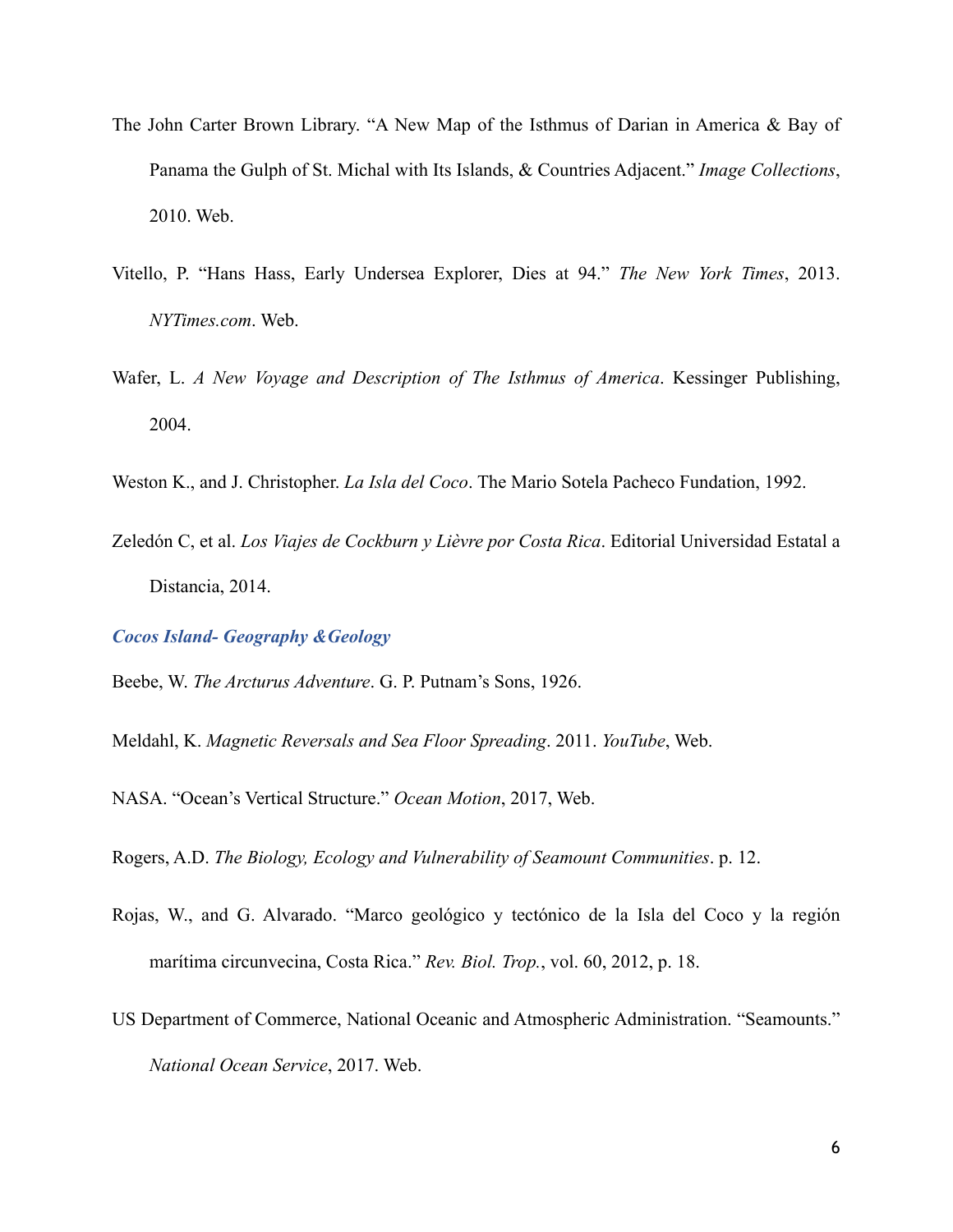The John Carter Brown Library. "A New Map of the Isthmus of Darian in America & Bay of Panama the Gulph of St. Michal with Its Islands, & Countries Adjacent." *Image Collections*, 2010. Web.

Vitello, P. "Hans Hass, Early Undersea Explorer, Dies at 94." *The New York Times*, 2013. *NYTimes.com*. Web.

Wafer, L. *A New Voyage and Description of The Isthmus of America*. Kessinger Publishing, 2004.

Weston K., and J. Christopher. *La Isla del Coco*. The Mario Sotela Pacheco Fundation, 1992.

Zeledón C, et al. *Los Viajes de Cockburn y Lièvre por Costa Rica*. Editorial Universidad Estatal a Distancia, 2014.

### *Cocos Island- Geography &Geology*

Beebe, W. *The Arcturus Adventure*. G. P. Putnam's Sons, 1926.

Meldahl, K. *Magnetic Reversals and Sea Floor Spreading*. 2011. *YouTube*, Web.

NASA. "Ocean's Vertical Structure." *Ocean Motion*, 2017, Web.

Rogers, A.D. *The Biology, Ecology and Vulnerability of Seamount Communities*. p. 12.

Rojas, W., and G. Alvarado. "Marco geológico y tectónico de la Isla del Coco y la región marítima circunvecina, Costa Rica." *Rev. Biol. Trop.*, vol. 60, 2012, p. 18.

US Department of Commerce, National Oceanic and Atmospheric Administration. "Seamounts." *National Ocean Service*, 2017. Web.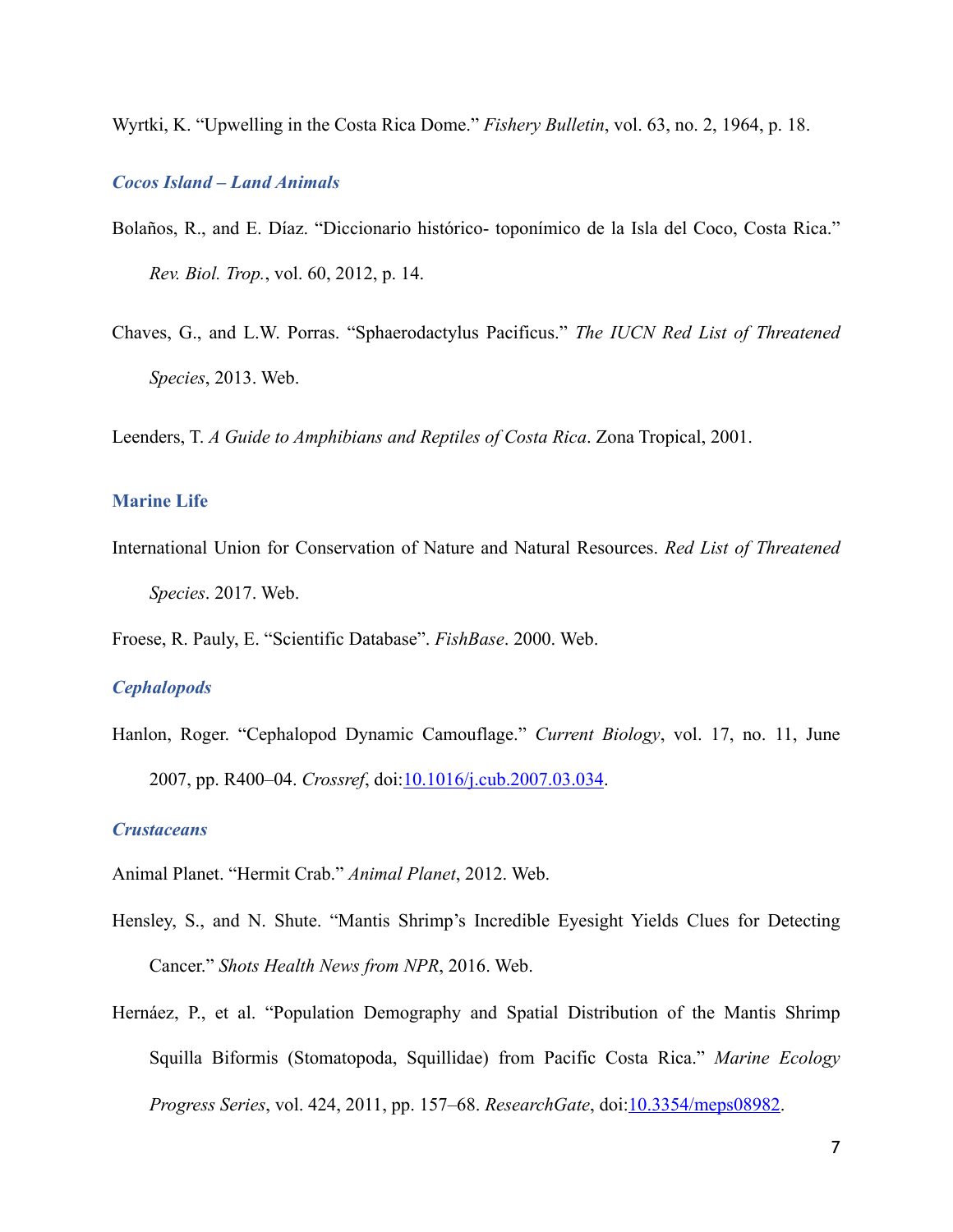Wyrtki, K. "Upwelling in the Costa Rica Dome." *Fishery Bulletin*, vol. 63, no. 2, 1964, p. 18.

### *Cocos Island – Land Animals*

Bolaños, R., and E. Díaz. "Diccionario histórico- toponímico de la Isla del Coco, Costa Rica." *Rev. Biol. Trop.*, vol. 60, 2012, p. 14.

Chaves, G., and L.W. Porras. "Sphaerodactylus Pacificus." *The IUCN Red List of Threatened Species*, 2013. Web.

Leenders, T. *A Guide to Amphibians and Reptiles of Costa Rica*. Zona Tropical, 2001.

## Marine Life

International Union for Conservation of Nature and Natural Resources. *Red List of Threatened Species*. 2017. Web.

Froese, R. Pauly, E. "Scientific Database". *FishBase*. 2000. Web.

### *Cephalopods*

Hanlon, Roger. "Cephalopod Dynamic Camouflage." *Current Biology*, vol. 17, no. 11, June 2007, pp. R400–04. *Crossref*, doi:10.1016/j.cub.2007.03.034.

### *Crustaceans*

Animal Planet. "Hermit Crab." *Animal Planet*, 2012. Web.

Hensley, S., and N. Shute. "Mantis Shrimp's Incredible Eyesight Yields Clues for Detecting Cancer." *Shots Health News from NPR*, 2016. Web.

Hernáez, P., et al. "Population Demography and Spatial Distribution of the Mantis Shrimp Squilla Biformis (Stomatopoda, Squillidae) from Pacific Costa Rica." *Marine Ecology Progress Series*, vol. 424, 2011, pp. 157–68. *ResearchGate*, doi:10.3354/meps08982.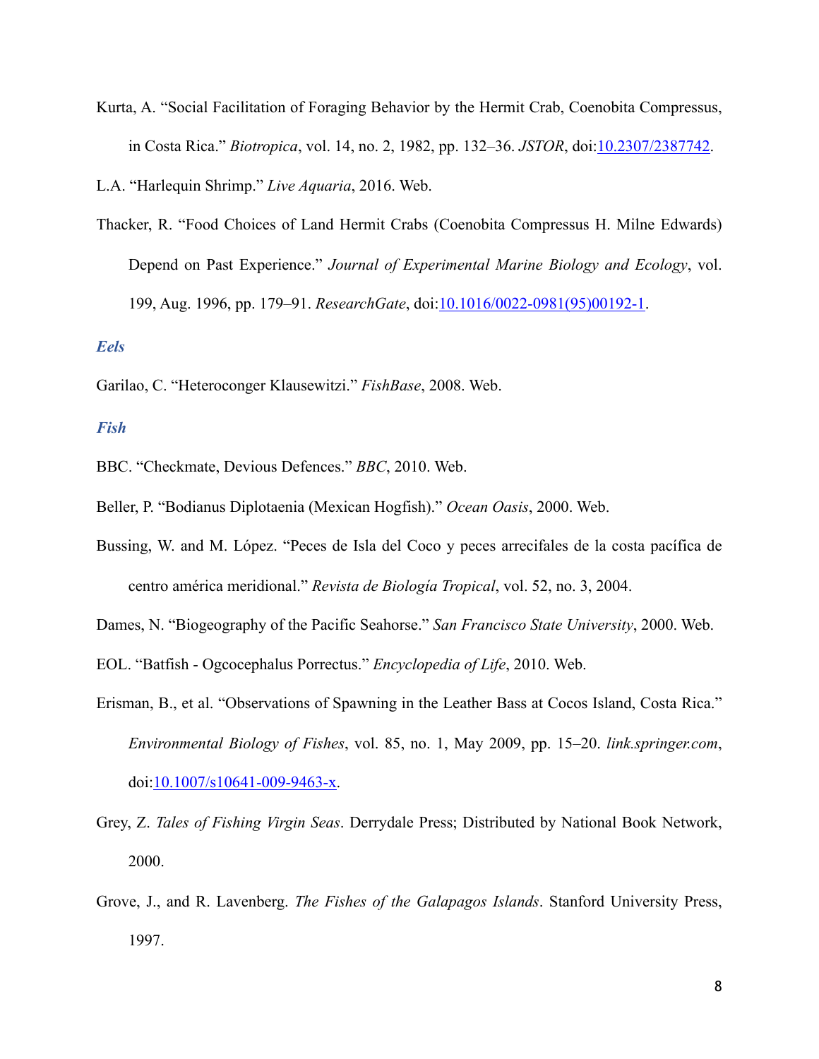Kurta, A. “Social Facilitation of Foraging Behavior by the Hermit Crab, Coenobita Compressus, in Costa Rica.” *Biotropica*, vol. 14, no. 2, 1982, pp. 132–36. *JSTOR*, doi:10.2307/2387742.

L.A. “Harlequin Shrimp.” *Live Aquaria*, 2016. Web.

Thacker, R. “Food Choices of Land Hermit Crabs (Coenobita Compressus H. Milne Edwards) Depend on Past Experience.” *Journal of Experimental Marine Biology and Ecology*, vol. 199, Aug. 1996, pp. 179–91. *ResearchGate*, doi:10.1016/0022-0981(95)00192-1.

### *Eels*

Garilao, C. “Heteroconger Klausewitzi.” *FishBase*, 2008. Web.

### *Fish*

BBC. “Checkmate, Devious Defences.” *BBC*, 2010. Web.

Beller, P. “Bodianus Diplotaenia (Mexican Hogfish).” *Ocean Oasis*, 2000. Web.

Bussing, W. and M. López. “Peces de Isla del Coco y peces arrecifales de la costa pacífica de centro américa meridional.” *Revista de Biología Tropical*, vol. 52, no. 3, 2004.

Dames, N. “Biogeography of the Pacific Seahorse.” *San Francisco State University*, 2000. Web.

EOL. “Batfish - Ogcocephalus Porrectus.” *Encyclopedia of Life*, 2010. Web.

Erisman, B., et al. “Observations of Spawning in the Leather Bass at Cocos Island, Costa Rica.” *Environmental Biology of Fishes*, vol. 85, no. 1, May 2009, pp. 15–20. *link.springer.com*, doi:10.1007/s10641-009-9463-x.

Grey, Z. *Tales of Fishing Virgin Seas*. Derrydale Press; Distributed by National Book Network, 2000.

Grove, J., and R. Lavenberg. *The Fishes of the Galapagos Islands*. Stanford University Press, 1997.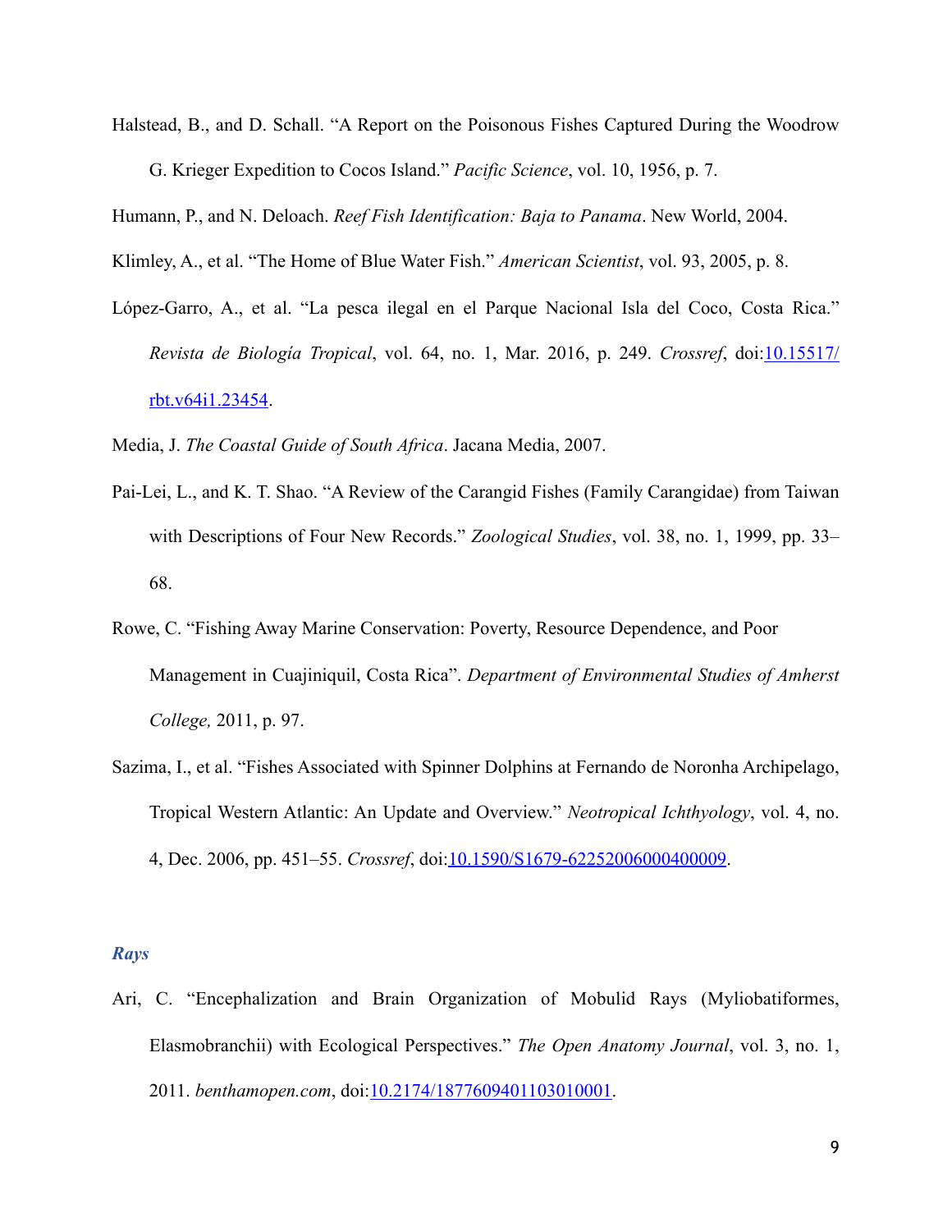Halstead, B., and D. Schall. "A Report on the Poisonous Fishes Captured During the Woodrow G. Krieger Expedition to Cocos Island." *Pacific Science*, vol. 10, 1956, p. 7.

Humann, P., and N. Deloach. *Reef Fish Identification: Baja to Panama*. New World, 2004.

Klimley, A., et al. "The Home of Blue Water Fish." *American Scientist*, vol. 93, 2005, p. 8.

López-Garro, A., et al. "La pesca ilegal en el Parque Nacional Isla del Coco, Costa Rica." *Revista de Biología Tropical*, vol. 64, no. 1, Mar. 2016, p. 249. *Crossref*, doi:10.15517/rbt.v64i1.23454.

Media, J. *The Coastal Guide of South Africa*. Jacana Media, 2007.

Pai-Lei, L., and K. T. Shao. "A Review of the Carangid Fishes (Family Carangidae) from Taiwan with Descriptions of Four New Records." *Zoological Studies*, vol. 38, no. 1, 1999, pp. 33–68.

Rowe, C. "Fishing Away Marine Conservation: Poverty, Resource Dependence, and Poor Management in Cuajiniquil, Costa Rica". *Department of Environmental Studies of Amherst College,* 2011, p. 97.

Sazima, I., et al. "Fishes Associated with Spinner Dolphins at Fernando de Noronha Archipelago, Tropical Western Atlantic: An Update and Overview." *Neotropical Ichthyology*, vol. 4, no. 4, Dec. 2006, pp. 451–55. *Crossref*, doi:10.1590/S1679-62252006000400009.

### *Rays*

Ari, C. "Encephalization and Brain Organization of Mobulid Rays (Myliobatiformes, Elasmobranchii) with Ecological Perspectives." *The Open Anatomy Journal*, vol. 3, no. 1, 2011. *benthamopen.com*, doi:10.2174/1877609401103010001.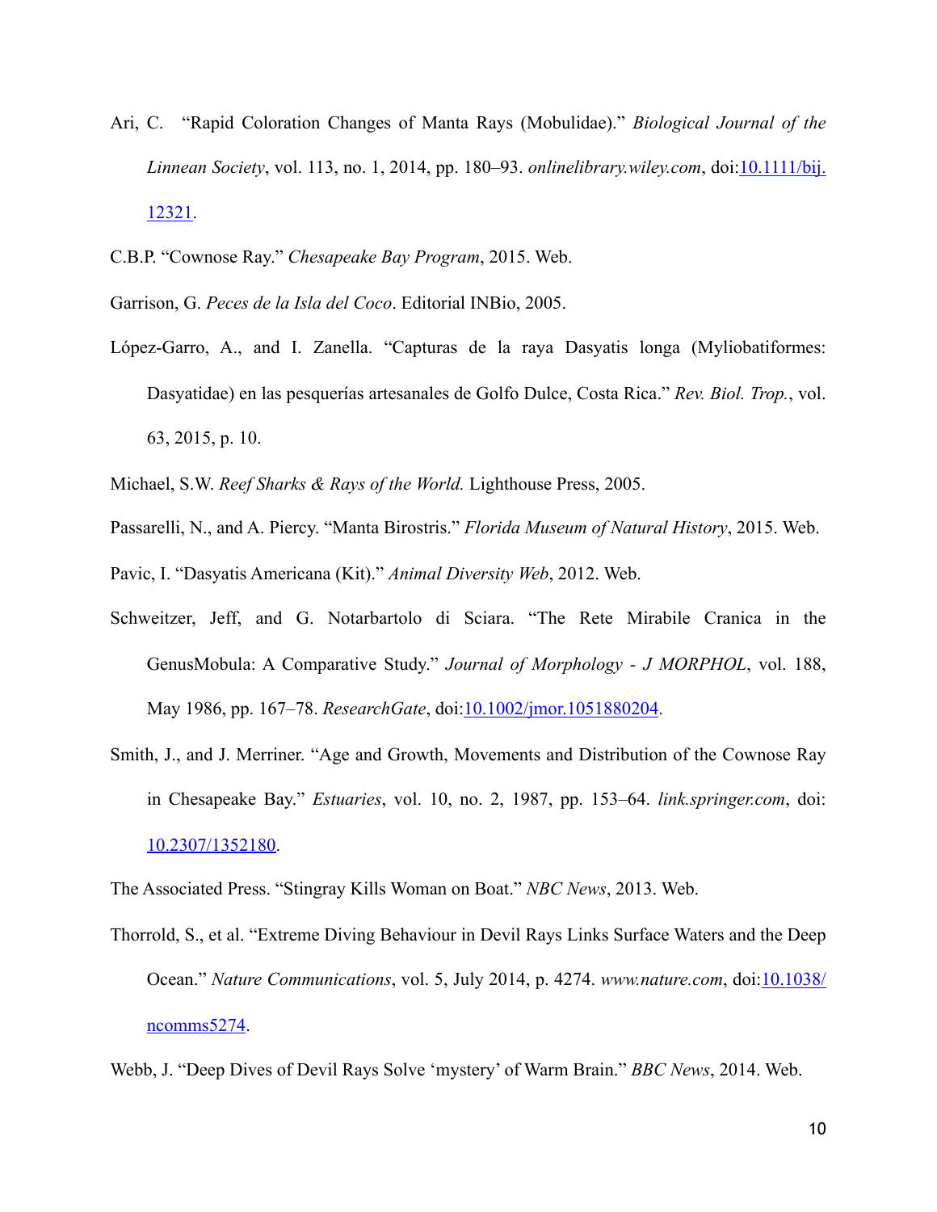Ari, C. "Rapid Coloration Changes of Manta Rays (Mobulidae)." *Biological Journal of the Linnean Society*, vol. 113, no. 1, 2014, pp. 180–93. *onlinelibrary.wiley.com*, doi:10.1111/bij.12321.

C.B.P. "Cownose Ray." *Chesapeake Bay Program*, 2015. Web.

Garrison, G. *Peces de la Isla del Coco*. Editorial INBio, 2005.

López-Garro, A., and I. Zanella. "Capturas de la raya Dasyatis longa (Myliobatiformes: Dasyatidae) en las pesquerías artesanales de Golfo Dulce, Costa Rica." *Rev. Biol. Trop.*, vol. 63, 2015, p. 10.

Michael, S.W. *Reef Sharks & Rays of the World.* Lighthouse Press, 2005.

Passarelli, N., and A. Piercy. "Manta Birostris." *Florida Museum of Natural History*, 2015. Web.

Pavic, I. "Dasyatis Americana (Kit)." *Animal Diversity Web*, 2012. Web.

Schweitzer, Jeff, and G. Notarbartolo di Sciara. "The Rete Mirabile Cranica in the GenusMobula: A Comparative Study." *Journal of Morphology - J MORPHOL*, vol. 188, May 1986, pp. 167–78. *ResearchGate*, doi:10.1002/jmor.1051880204.

Smith, J., and J. Merriner. "Age and Growth, Movements and Distribution of the Cownose Ray in Chesapeake Bay." *Estuaries*, vol. 10, no. 2, 1987, pp. 153–64. *link.springer.com*, doi: 10.2307/1352180.

The Associated Press. "Stingray Kills Woman on Boat." *NBC News*, 2013. Web.

Thorrold, S., et al. "Extreme Diving Behaviour in Devil Rays Links Surface Waters and the Deep Ocean." *Nature Communications*, vol. 5, July 2014, p. 4274. *www.nature.com*, doi:10.1038/ncomms5274.

Webb, J. "Deep Dives of Devil Rays Solve 'mystery' of Warm Brain." *BBC News*, 2014. Web.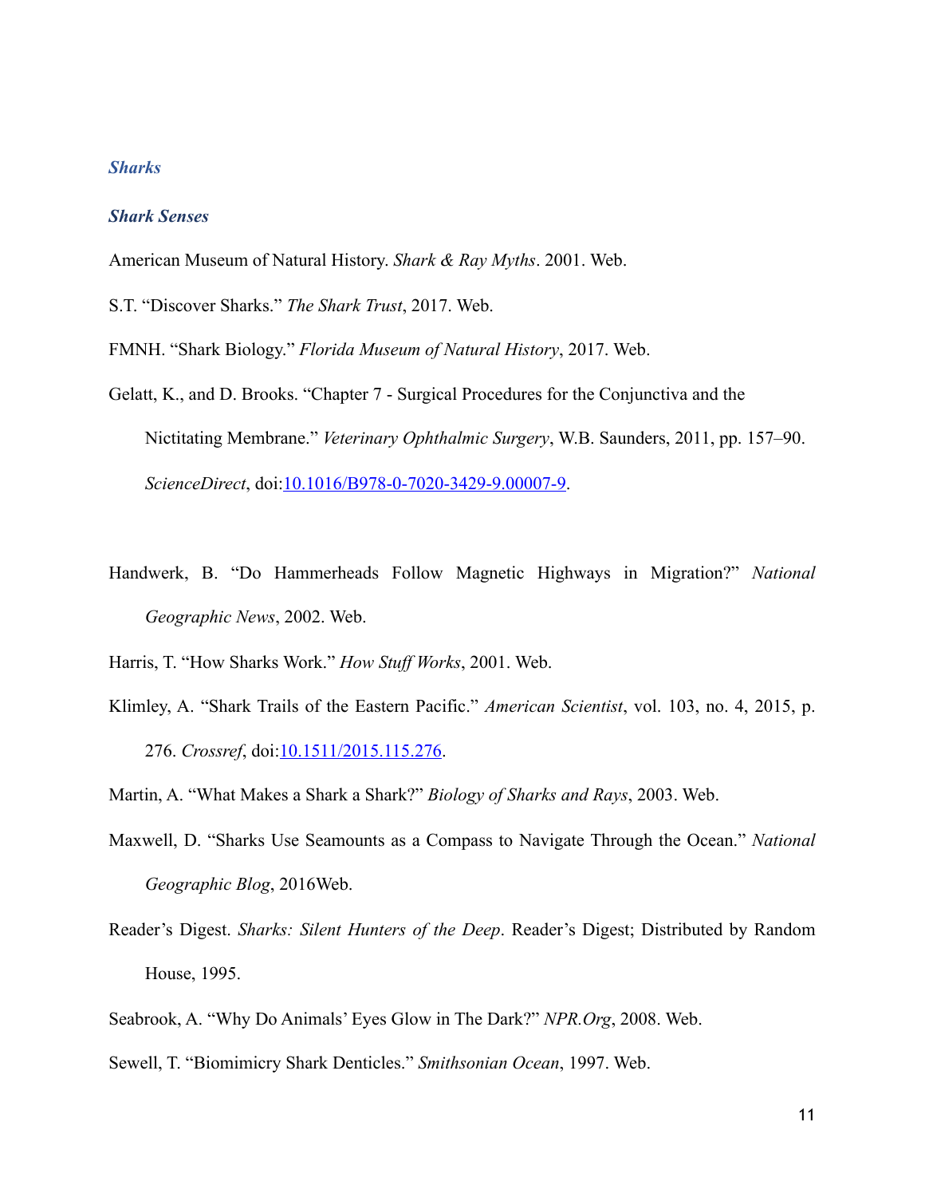## *Sharks*

### *Shark Senses*

American Museum of Natural History. *Shark & Ray Myths*. 2001. Web.

S.T. "Discover Sharks." *The Shark Trust*, 2017. Web.

FMNH. "Shark Biology." *Florida Museum of Natural History*, 2017. Web.

Gelatt, K., and D. Brooks. "Chapter 7 - Surgical Procedures for the Conjunctiva and the Nictitating Membrane." *Veterinary Ophthalmic Surgery*, W.B. Saunders, 2011, pp. 157–90. *ScienceDirect*, doi:[10.1016/B978-0-7020-3429-9.00007-9](https://doi.org/10.1016/B978-0-7020-3429-9.00007-9).

Handwerk, B. "Do Hammerheads Follow Magnetic Highways in Migration?" *National Geographic News*, 2002. Web.

Harris, T. "How Sharks Work." *How Stuff Works*, 2001. Web.

Klimley, A. "Shark Trails of the Eastern Pacific." *American Scientist*, vol. 103, no. 4, 2015, p. 276. *Crossref*, doi:[10.1511/2015.115.276](https://doi.org/10.1511/2015.115.276).

Martin, A. "What Makes a Shark a Shark?" *Biology of Sharks and Rays*, 2003. Web.

Maxwell, D. "Sharks Use Seamounts as a Compass to Navigate Through the Ocean." *National Geographic Blog*, 2016Web.

Reader's Digest. *Sharks: Silent Hunters of the Deep*. Reader's Digest; Distributed by Random House, 1995.

Seabrook, A. "Why Do Animals' Eyes Glow in The Dark?" *NPR.Org*, 2008. Web.

Sewell, T. "Biomimicry Shark Denticles." *Smithsonian Ocean*, 1997. Web.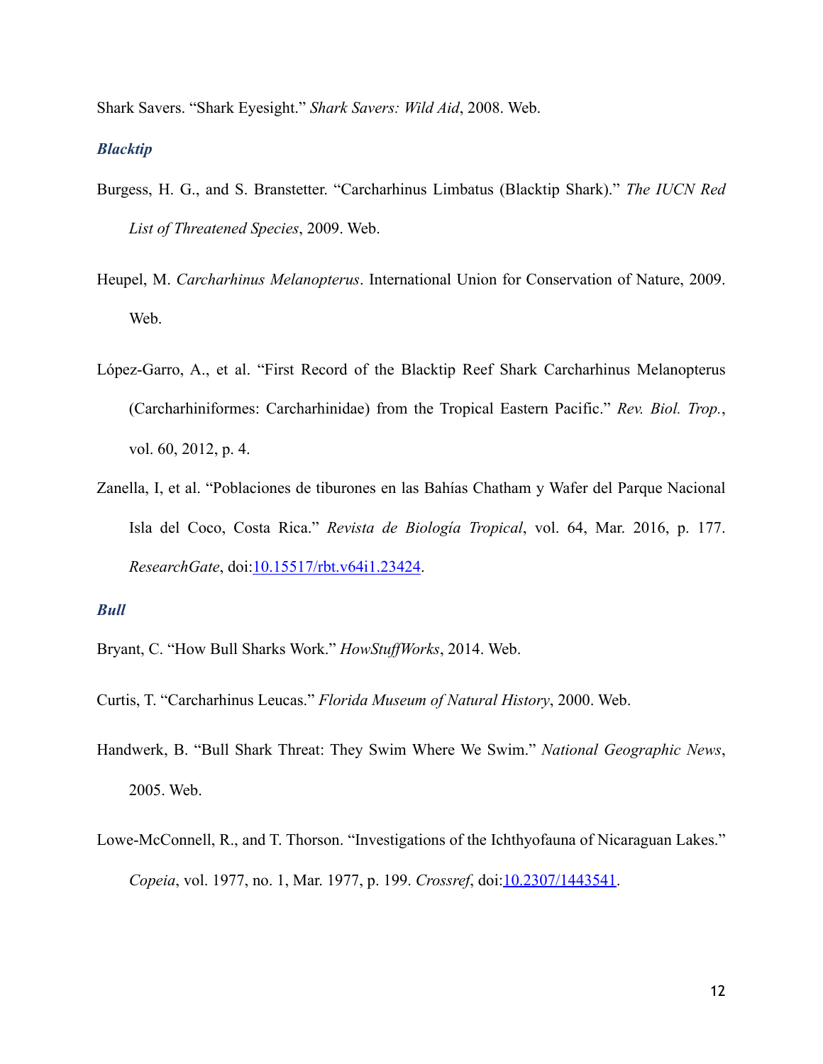Shark Savers. “Shark Eyesight.” *Shark Savers: Wild Aid*, 2008. Web.

### *Blacktip*

Burgess, H. G., and S. Branstetter. “Carcharhinus Limbatus (Blacktip Shark).” *The IUCN Red List of Threatened Species*, 2009. Web.

Heupel, M. *Carcharhinus Melanopterus*. International Union for Conservation of Nature, 2009. Web.

López-Garro, A., et al. “First Record of the Blacktip Reef Shark Carcharhinus Melanopterus (Carcharhiniformes: Carcharhinidae) from the Tropical Eastern Pacific.” *Rev. Biol. Trop.*, vol. 60, 2012, p. 4.

Zanella, I, et al. “Poblaciones de tiburones en las Bahías Chatham y Wafer del Parque Nacional Isla del Coco, Costa Rica.” *Revista de Biología Tropical*, vol. 64, Mar. 2016, p. 177. *ResearchGate*, doi:10.15517/rbt.v64i1.23424.

### *Bull*

Bryant, C. “How Bull Sharks Work.” *HowStuffWorks*, 2014. Web.

Curtis, T. “Carcharhinus Leucas.” *Florida Museum of Natural History*, 2000. Web.

Handwerk, B. “Bull Shark Threat: They Swim Where We Swim.” *National Geographic News*, 2005. Web.

Lowe-McConnell, R., and T. Thorson. “Investigations of the Ichthyofauna of Nicaraguan Lakes.” *Copeia*, vol. 1977, no. 1, Mar. 1977, p. 199. *Crossref*, doi:10.2307/1443541.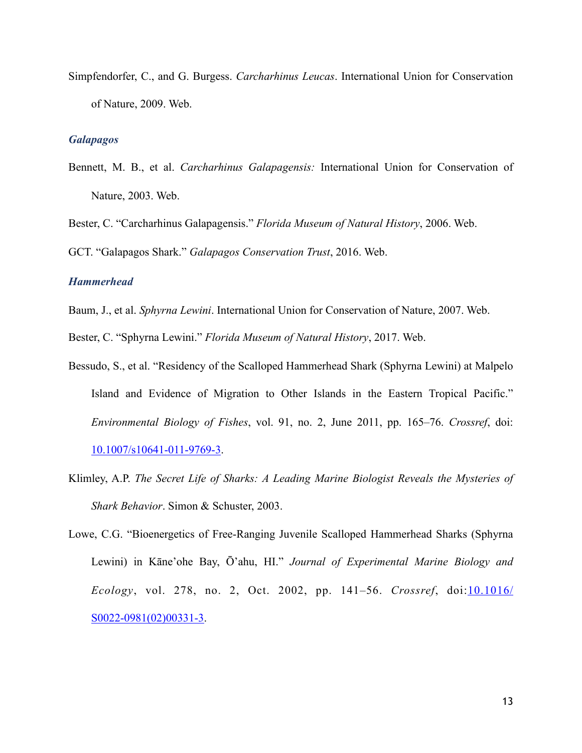Simpfendorfer, C., and G. Burgess. *Carcharhinus Leucas*. International Union for Conservation of Nature, 2009. Web.

### *Galapagos*

Bennett, M. B., et al. *Carcharhinus Galapagensis:* International Union for Conservation of Nature, 2003. Web.

Bester, C. "Carcharhinus Galapagensis." *Florida Museum of Natural History*, 2006. Web.

GCT. "Galapagos Shark." *Galapagos Conservation Trust*, 2016. Web.

### *Hammerhead*

Baum, J., et al. *Sphyrna Lewini*. International Union for Conservation of Nature, 2007. Web.

Bester, C. "Sphyrna Lewini." *Florida Museum of Natural History*, 2017. Web.

Bessudo, S., et al. "Residency of the Scalloped Hammerhead Shark (Sphyrna Lewini) at Malpelo Island and Evidence of Migration to Other Islands in the Eastern Tropical Pacific." *Environmental Biology of Fishes*, vol. 91, no. 2, June 2011, pp. 165–76. *Crossref*, doi: [10.1007/s10641-011-9769-3](https://doi.org/10.1007/s10641-011-9769-3).

Klimley, A.P. *The Secret Life of Sharks: A Leading Marine Biologist Reveals the Mysteries of Shark Behavior*. Simon & Schuster, 2003.

Lowe, C.G. "Bioenergetics of Free-Ranging Juvenile Scalloped Hammerhead Sharks (Sphyrna Lewini) in Kāne'ohe Bay, Ō'ahu, HI." *Journal of Experimental Marine Biology and Ecology*, vol. 278, no. 2, Oct. 2002, pp. 141–56. *Crossref*, doi:[10.1016/S0022-0981(02)00331-3](https://doi.org/10.1016/S0022-0981(02)00331-3).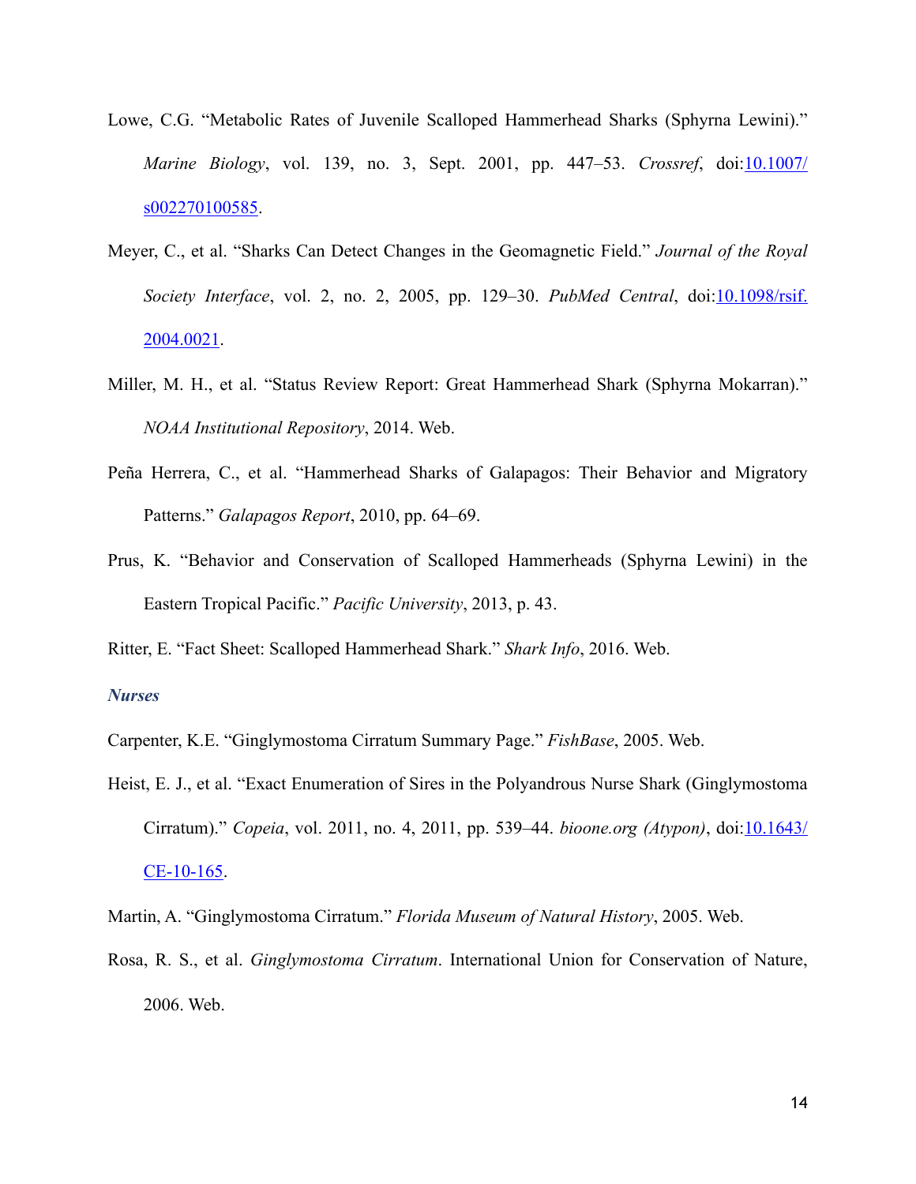Lowe, C.G. "Metabolic Rates of Juvenile Scalloped Hammerhead Sharks (Sphyrna Lewini)." *Marine Biology*, vol. 139, no. 3, Sept. 2001, pp. 447–53. *Crossref*, doi:10.1007/s002270100585.

Meyer, C., et al. "Sharks Can Detect Changes in the Geomagnetic Field." *Journal of the Royal Society Interface*, vol. 2, no. 2, 2005, pp. 129–30. *PubMed Central*, doi:10.1098/rsif.2004.0021.

Miller, M. H., et al. "Status Review Report: Great Hammerhead Shark (Sphyrna Mokarran)." *NOAA Institutional Repository*, 2014. Web.

Peña Herrera, C., et al. "Hammerhead Sharks of Galapagos: Their Behavior and Migratory Patterns." *Galapagos Report*, 2010, pp. 64–69.

Prus, K. "Behavior and Conservation of Scalloped Hammerheads (Sphyrna Lewini) in the Eastern Tropical Pacific." *Pacific University*, 2013, p. 43.

Ritter, E. "Fact Sheet: Scalloped Hammerhead Shark." *Shark Info*, 2016. Web.

### *Nurses*

Carpenter, K.E. "Ginglymostoma Cirratum Summary Page." *FishBase*, 2005. Web.

Heist, E. J., et al. "Exact Enumeration of Sires in the Polyandrous Nurse Shark (Ginglymostoma Cirratum)." *Copeia*, vol. 2011, no. 4, 2011, pp. 539–44. *bioone.org (Atypon)*, doi:10.1643/CE-10-165.

Martin, A. "Ginglymostoma Cirratum." *Florida Museum of Natural History*, 2005. Web.

Rosa, R. S., et al. *Ginglymostoma Cirratum*. International Union for Conservation of Nature, 2006. Web.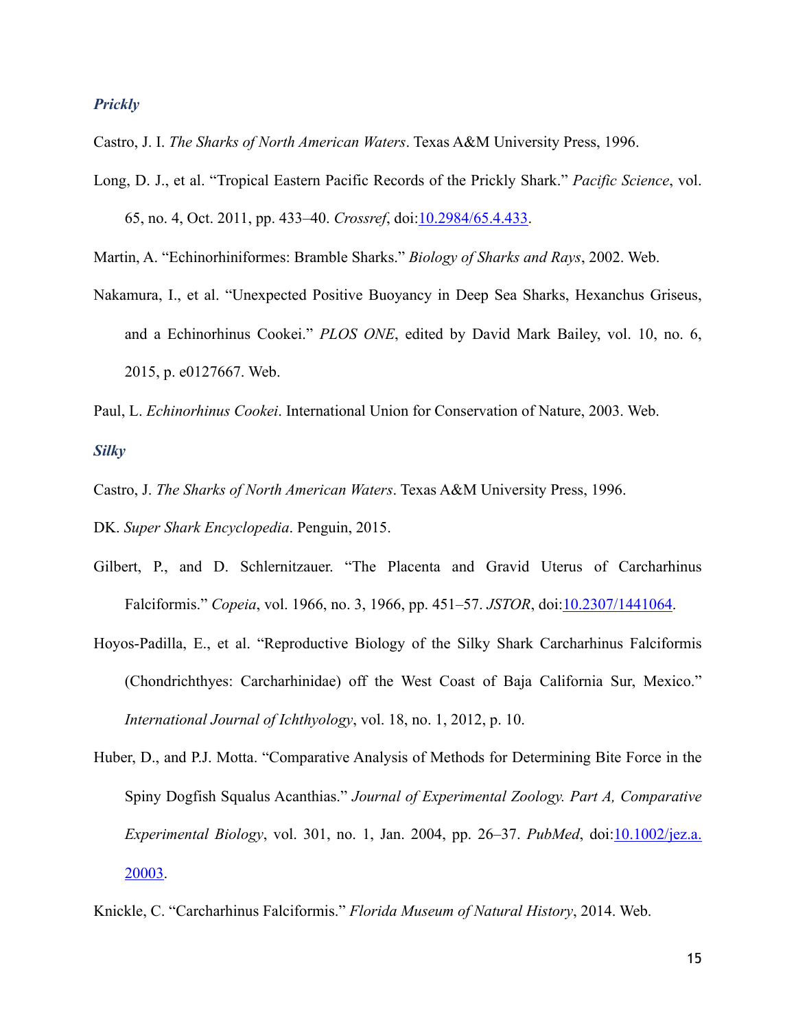### *Prickly*

Castro, J. I. *The Sharks of North American Waters*. Texas A&M University Press, 1996.

Long, D. J., et al. "Tropical Eastern Pacific Records of the Prickly Shark." *Pacific Science*, vol. 65, no. 4, Oct. 2011, pp. 433–40. *Crossref*, doi:10.2984/65.4.433.

Martin, A. "Echinorhiniformes: Bramble Sharks." *Biology of Sharks and Rays*, 2002. Web.

Nakamura, I., et al. "Unexpected Positive Buoyancy in Deep Sea Sharks, Hexanchus Griseus, and a Echinorhinus Cookei." *PLOS ONE*, edited by David Mark Bailey, vol. 10, no. 6, 2015, p. e0127667. Web.

Paul, L. *Echinorhinus Cookei*. International Union for Conservation of Nature, 2003. Web.

### *Silky*

Castro, J. *The Sharks of North American Waters*. Texas A&M University Press, 1996.

DK. *Super Shark Encyclopedia*. Penguin, 2015.

Gilbert, P., and D. Schlernitzauer. "The Placenta and Gravid Uterus of Carcharhinus Falciformis." *Copeia*, vol. 1966, no. 3, 1966, pp. 451–57. *JSTOR*, doi:10.2307/1441064.

Hoyos-Padilla, E., et al. "Reproductive Biology of the Silky Shark Carcharhinus Falciformis (Chondrichthyes: Carcharhinidae) off the West Coast of Baja California Sur, Mexico." *International Journal of Ichthyology*, vol. 18, no. 1, 2012, p. 10.

Huber, D., and P.J. Motta. "Comparative Analysis of Methods for Determining Bite Force in the Spiny Dogfish Squalus Acanthias." *Journal of Experimental Zoology. Part A, Comparative Experimental Biology*, vol. 301, no. 1, Jan. 2004, pp. 26–37. *PubMed*, doi:10.1002/jez.a.20003.

Knickle, C. "Carcharhinus Falciformis." *Florida Museum of Natural History*, 2014. Web.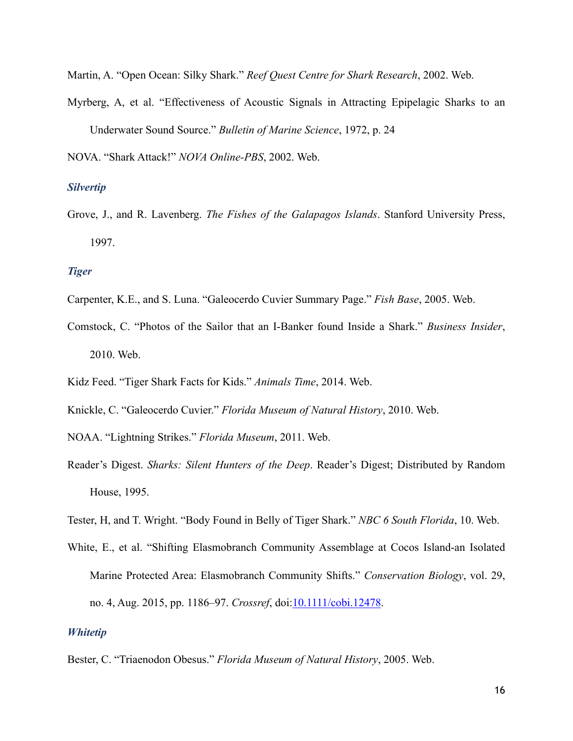Martin, A. "Open Ocean: Silky Shark." *Reef Quest Centre for Shark Research*, 2002. Web.

Myrberg, A, et al. "Effectiveness of Acoustic Signals in Attracting Epipelagic Sharks to an Underwater Sound Source." *Bulletin of Marine Science*, 1972, p. 24

NOVA. "Shark Attack!" *NOVA Online-PBS*, 2002. Web.

### *Silvertip*

Grove, J., and R. Lavenberg. *The Fishes of the Galapagos Islands*. Stanford University Press, 1997.

### *Tiger*

Carpenter, K.E., and S. Luna. "Galeocerdo Cuvier Summary Page." *Fish Base*, 2005. Web.

Comstock, C. "Photos of the Sailor that an I-Banker found Inside a Shark." *Business Insider*, 2010. Web.

Kidz Feed. "Tiger Shark Facts for Kids." *Animals Time*, 2014. Web.

Knickle, C. "Galeocerdo Cuvier." *Florida Museum of Natural History*, 2010. Web.

NOAA. "Lightning Strikes." *Florida Museum*, 2011. Web.

Reader's Digest. *Sharks: Silent Hunters of the Deep*. Reader's Digest; Distributed by Random House, 1995.

Tester, H, and T. Wright. "Body Found in Belly of Tiger Shark." *NBC 6 South Florida*, 10. Web.

White, E., et al. "Shifting Elasmobranch Community Assemblage at Cocos Island-an Isolated Marine Protected Area: Elasmobranch Community Shifts." *Conservation Biology*, vol. 29, no. 4, Aug. 2015, pp. 1186–97. *Crossref*, doi:[10.1111/cobi.12478](https://doi.org/10.1111/cobi.12478).

### *Whitetip*

Bester, C. "Triaenodon Obesus." *Florida Museum of Natural History*, 2005. Web.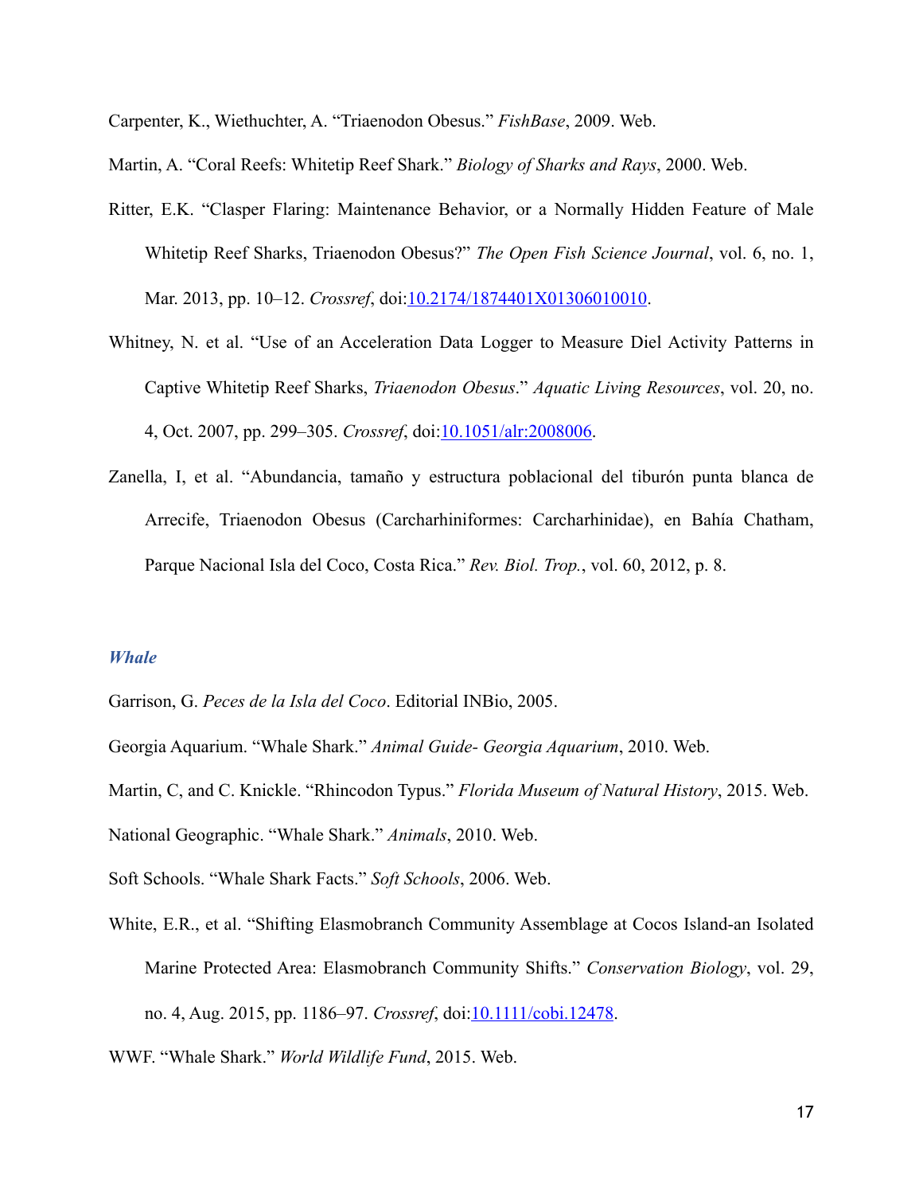Carpenter, K., Wiethuchter, A. “Triaenodon Obesus.” *FishBase*, 2009. Web.

Martin, A. “Coral Reefs: Whitetip Reef Shark.” *Biology of Sharks and Rays*, 2000. Web.

Ritter, E.K. “Clasper Flaring: Maintenance Behavior, or a Normally Hidden Feature of Male Whitetip Reef Sharks, Triaenodon Obesus?” *The Open Fish Science Journal*, vol. 6, no. 1, Mar. 2013, pp. 10–12. *Crossref*, doi:10.2174/1874401X01306010010.

Whitney, N. et al. “Use of an Acceleration Data Logger to Measure Diel Activity Patterns in Captive Whitetip Reef Sharks, *Triaenodon Obesus*.” *Aquatic Living Resources*, vol. 20, no. 4, Oct. 2007, pp. 299–305. *Crossref*, doi:10.1051/alr:2008006.

Zanella, I, et al. “Abundancia, tamaño y estructura poblacional del tiburón punta blanca de Arrecife, Triaenodon Obesus (Carcharhiniformes: Carcharhinidae), en Bahía Chatham, Parque Nacional Isla del Coco, Costa Rica.” *Rev. Biol. Trop.*, vol. 60, 2012, p. 8.

### *Whale*

Garrison, G. *Peces de la Isla del Coco*. Editorial INBio, 2005.

Georgia Aquarium. “Whale Shark.” *Animal Guide- Georgia Aquarium*, 2010. Web.

Martin, C, and C. Knickle. “Rhincodon Typus.” *Florida Museum of Natural History*, 2015. Web.

National Geographic. “Whale Shark.” *Animals*, 2010. Web.

Soft Schools. “Whale Shark Facts.” *Soft Schools*, 2006. Web.

White, E.R., et al. “Shifting Elasmobranch Community Assemblage at Cocos Island-an Isolated Marine Protected Area: Elasmobranch Community Shifts.” *Conservation Biology*, vol. 29, no. 4, Aug. 2015, pp. 1186–97. *Crossref*, doi:10.1111/cobi.12478.

WWF. “Whale Shark.” *World Wildlife Fund*, 2015. Web.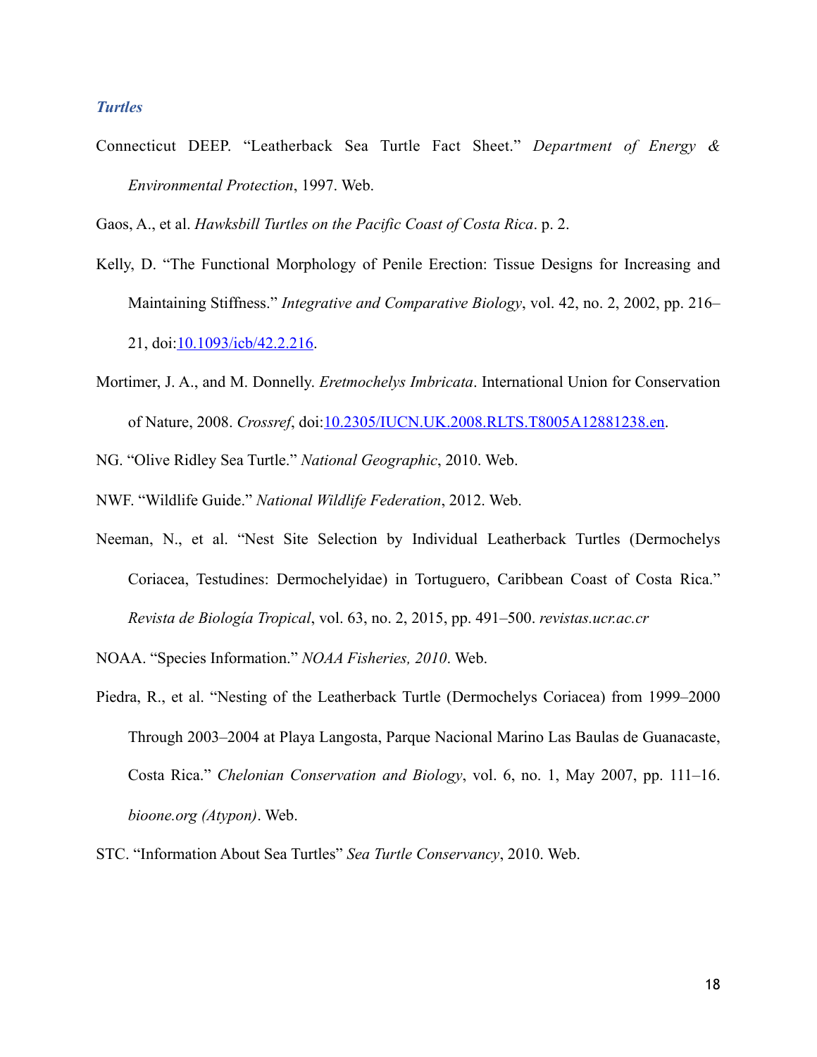### *Turtles*

Connecticut DEEP. "Leatherback Sea Turtle Fact Sheet." *Department of Energy & Environmental Protection*, 1997. Web.

Gaos, A., et al. *Hawksbill Turtles on the Pacific Coast of Costa Rica*. p. 2.

Kelly, D. "The Functional Morphology of Penile Erection: Tissue Designs for Increasing and Maintaining Stiffness." *Integrative and Comparative Biology*, vol. 42, no. 2, 2002, pp. 216–21, doi:10.1093/icb/42.2.216.

Mortimer, J. A., and M. Donnelly. *Eretmochelys Imbricata*. International Union for Conservation of Nature, 2008. *Crossref*, doi:10.2305/IUCN.UK.2008.RLTS.T8005A12881238.en.

NG. "Olive Ridley Sea Turtle." *National Geographic*, 2010. Web.

NWF. "Wildlife Guide." *National Wildlife Federation*, 2012. Web.

Neeman, N., et al. "Nest Site Selection by Individual Leatherback Turtles (Dermochelys Coriacea, Testudines: Dermochelyidae) in Tortuguero, Caribbean Coast of Costa Rica." *Revista de Biología Tropical*, vol. 63, no. 2, 2015, pp. 491–500. *revistas.ucr.ac.cr*

NOAA. "Species Information." *NOAA Fisheries, 2010*. Web.

Piedra, R., et al. "Nesting of the Leatherback Turtle (Dermochelys Coriacea) from 1999–2000 Through 2003–2004 at Playa Langosta, Parque Nacional Marino Las Baulas de Guanacaste, Costa Rica." *Chelonian Conservation and Biology*, vol. 6, no. 1, May 2007, pp. 111–16. *bioone.org (Atypon)*. Web.

STC. "Information About Sea Turtles" *Sea Turtle Conservancy*, 2010. Web.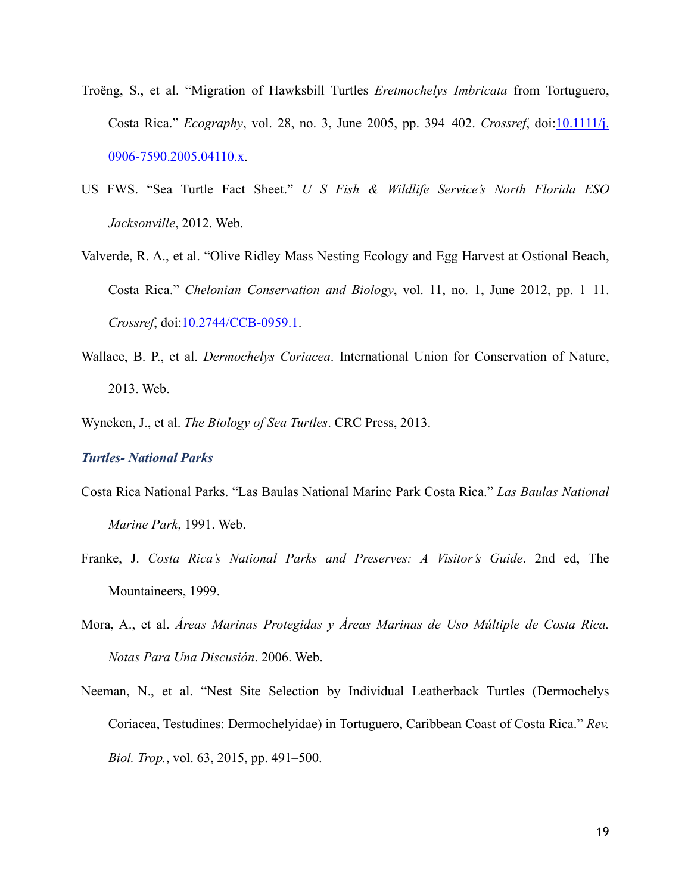Troëng, S., et al. "Migration of Hawksbill Turtles *Eretmochelys Imbricata* from Tortuguero, Costa Rica." *Ecography*, vol. 28, no. 3, June 2005, pp. 394–402. *Crossref*, doi:10.1111/j.0906-7590.2005.04110.x.

US FWS. "Sea Turtle Fact Sheet." *U S Fish & Wildlife Service's North Florida ESO Jacksonville*, 2012. Web.

Valverde, R. A., et al. "Olive Ridley Mass Nesting Ecology and Egg Harvest at Ostional Beach, Costa Rica." *Chelonian Conservation and Biology*, vol. 11, no. 1, June 2012, pp. 1–11. *Crossref*, doi:10.2744/CCB-0959.1.

Wallace, B. P., et al. *Dermochelys Coriacea*. International Union for Conservation of Nature, 2013. Web.

Wyneken, J., et al. *The Biology of Sea Turtles*. CRC Press, 2013.

### *Turtles- National Parks*

Costa Rica National Parks. "Las Baulas National Marine Park Costa Rica." *Las Baulas National Marine Park*, 1991. Web.

Franke, J. *Costa Rica's National Parks and Preserves: A Visitor's Guide*. 2nd ed, The Mountaineers, 1999.

Mora, A., et al. *Áreas Marinas Protegidas y Áreas Marinas de Uso Múltiple de Costa Rica. Notas Para Una Discusión*. 2006. Web.

Neeman, N., et al. "Nest Site Selection by Individual Leatherback Turtles (Dermochelys Coriacea, Testudines: Dermochelyidae) in Tortuguero, Caribbean Coast of Costa Rica." *Rev. Biol. Trop.*, vol. 63, 2015, pp. 491–500.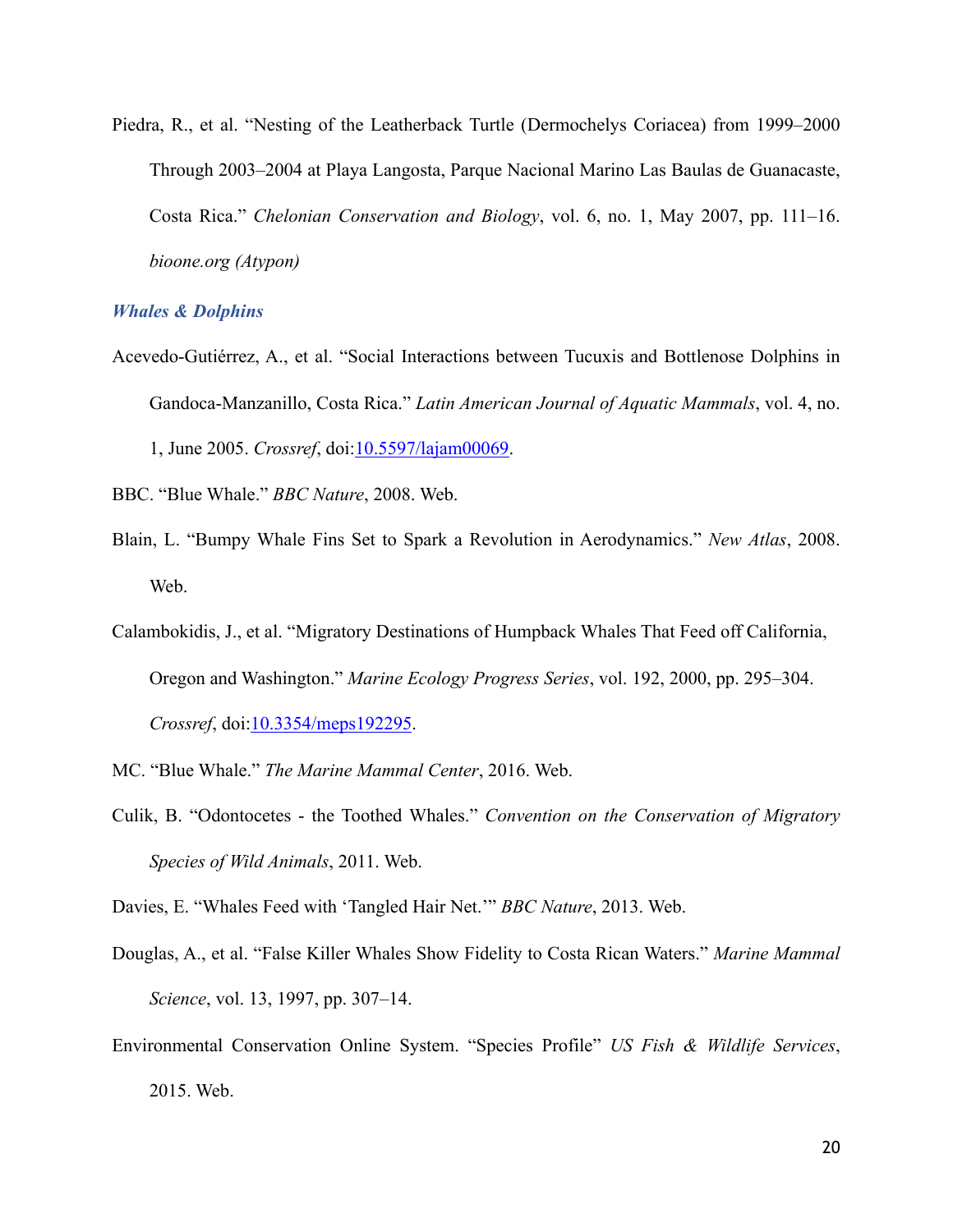Piedra, R., et al. "Nesting of the Leatherback Turtle (Dermochelys Coriacea) from 1999–2000 Through 2003–2004 at Playa Langosta, Parque Nacional Marino Las Baulas de Guanacaste, Costa Rica." *Chelonian Conservation and Biology*, vol. 6, no. 1, May 2007, pp. 111–16. *bioone.org (Atypon)*

### *Whales & Dolphins*

Acevedo-Gutiérrez, A., et al. "Social Interactions between Tucuxis and Bottlenose Dolphins in Gandoca-Manzanillo, Costa Rica." *Latin American Journal of Aquatic Mammals*, vol. 4, no. 1, June 2005. *Crossref*, doi:10.5597/lajam00069.

BBC. "Blue Whale." *BBC Nature*, 2008. Web.

Blain, L. "Bumpy Whale Fins Set to Spark a Revolution in Aerodynamics." *New Atlas*, 2008. Web.

Calambokidis, J., et al. "Migratory Destinations of Humpback Whales That Feed off California, Oregon and Washington." *Marine Ecology Progress Series*, vol. 192, 2000, pp. 295–304. *Crossref*, doi:10.3354/meps192295.

MC. "Blue Whale." *The Marine Mammal Center*, 2016. Web.

Culik, B. "Odontocetes - the Toothed Whales." *Convention on the Conservation of Migratory Species of Wild Animals*, 2011. Web.

Davies, E. "Whales Feed with 'Tangled Hair Net.'" *BBC Nature*, 2013. Web.

Douglas, A., et al. "False Killer Whales Show Fidelity to Costa Rican Waters." *Marine Mammal Science*, vol. 13, 1997, pp. 307–14.

Environmental Conservation Online System. "Species Profile" *US Fish & Wildlife Services*, 2015. Web.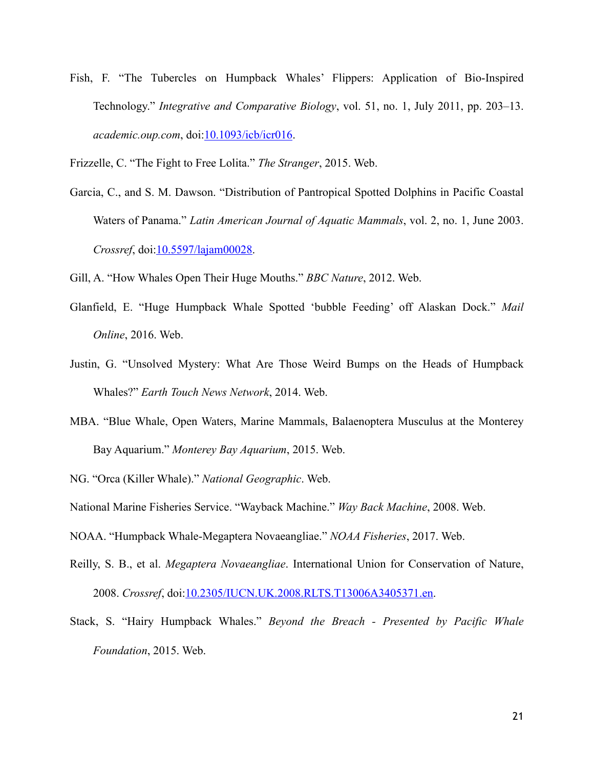Fish, F. "The Tubercles on Humpback Whales' Flippers: Application of Bio-Inspired Technology." *Integrative and Comparative Biology*, vol. 51, no. 1, July 2011, pp. 203–13. *academic.oup.com*, doi:10.1093/icb/icr016.

Frizzelle, C. "The Fight to Free Lolita." *The Stranger*, 2015. Web.

Garcia, C., and S. M. Dawson. "Distribution of Pantropical Spotted Dolphins in Pacific Coastal Waters of Panama." *Latin American Journal of Aquatic Mammals*, vol. 2, no. 1, June 2003. *Crossref*, doi:10.5597/lajam00028.

Gill, A. "How Whales Open Their Huge Mouths." *BBC Nature*, 2012. Web.

Glanfield, E. "Huge Humpback Whale Spotted 'bubble Feeding' off Alaskan Dock." *Mail Online*, 2016. Web.

Justin, G. "Unsolved Mystery: What Are Those Weird Bumps on the Heads of Humpback Whales?" *Earth Touch News Network*, 2014. Web.

MBA. "Blue Whale, Open Waters, Marine Mammals, Balaenoptera Musculus at the Monterey Bay Aquarium." *Monterey Bay Aquarium*, 2015. Web.

NG. "Orca (Killer Whale)." *National Geographic*. Web.

National Marine Fisheries Service. "Wayback Machine." *Way Back Machine*, 2008. Web.

NOAA. "Humpback Whale-Megaptera Novaeangliae." *NOAA Fisheries*, 2017. Web.

Reilly, S. B., et al. *Megaptera Novaeangliae*. International Union for Conservation of Nature, 2008. *Crossref*, doi:10.2305/IUCN.UK.2008.RLTS.T13006A3405371.en.

Stack, S. "Hairy Humpback Whales." *Beyond the Breach - Presented by Pacific Whale Foundation*, 2015. Web.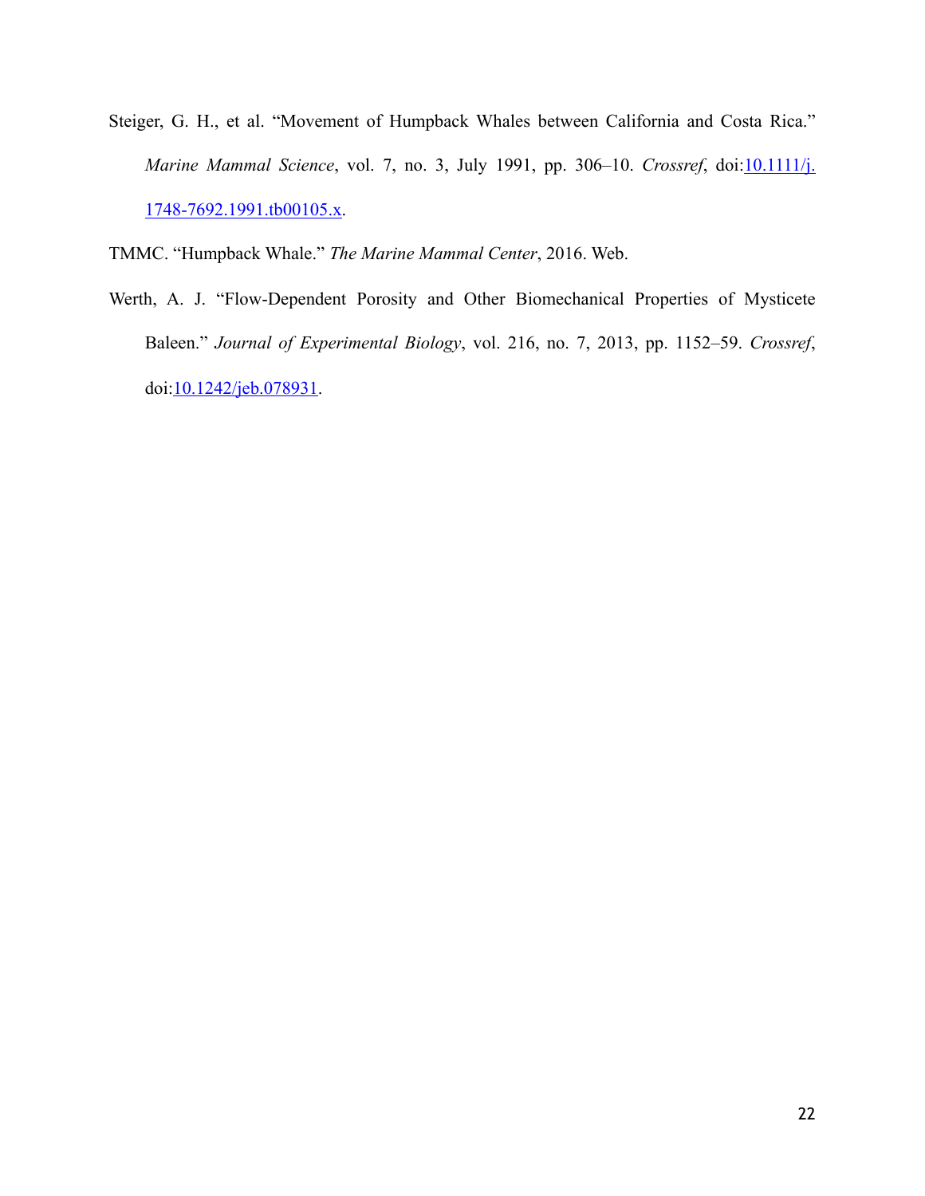Steiger, G. H., et al. "Movement of Humpback Whales between California and Costa Rica." *Marine Mammal Science*, vol. 7, no. 3, July 1991, pp. 306–10. *Crossref*, doi:[10.1111/j.1748-7692.1991.tb00105.x](https://doi.org/10.1111/j.1748-7692.1991.tb00105.x).

TMMC. "Humpback Whale." *The Marine Mammal Center*, 2016. Web.

Werth, A. J. "Flow-Dependent Porosity and Other Biomechanical Properties of Mysticete Baleen." *Journal of Experimental Biology*, vol. 216, no. 7, 2013, pp. 1152–59. *Crossref*, doi:[10.1242/jeb.078931](https://doi.org/10.1242/jeb.078931).